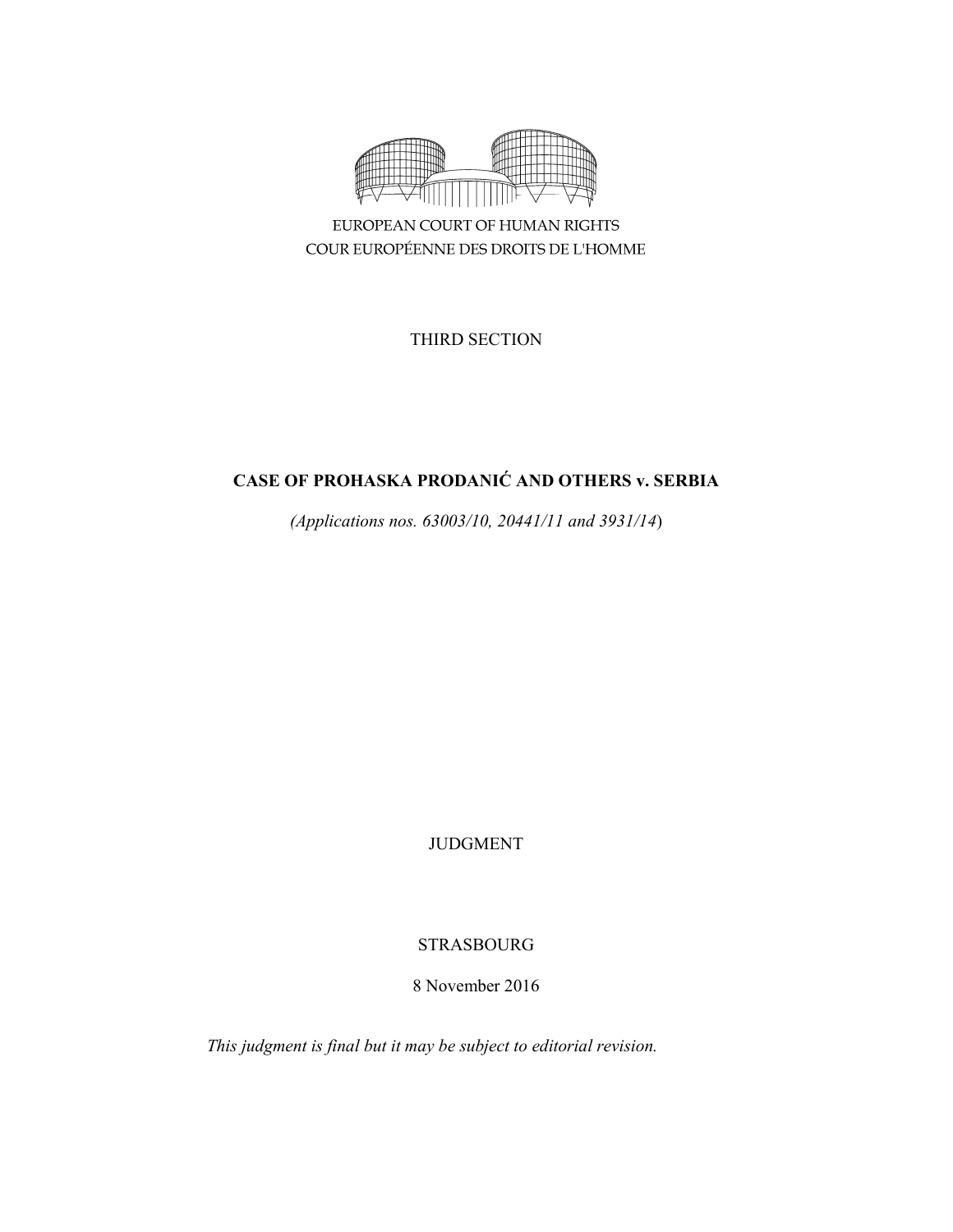EUROPEAN COURT OF HUMAN RIGHTS
COUR EUROPÉENNE DES DROITS DE L'HOMME

THIRD SECTION

# CASE OF PROHASKA PRODANIĆ AND OTHERS v. SERBIA

*(Applications nos. 63003/10, 20441/11 and 3931/14)*

JUDGMENT

STRASBOURG

8 November 2016

*This judgment is final but it may be subject to editorial revision.*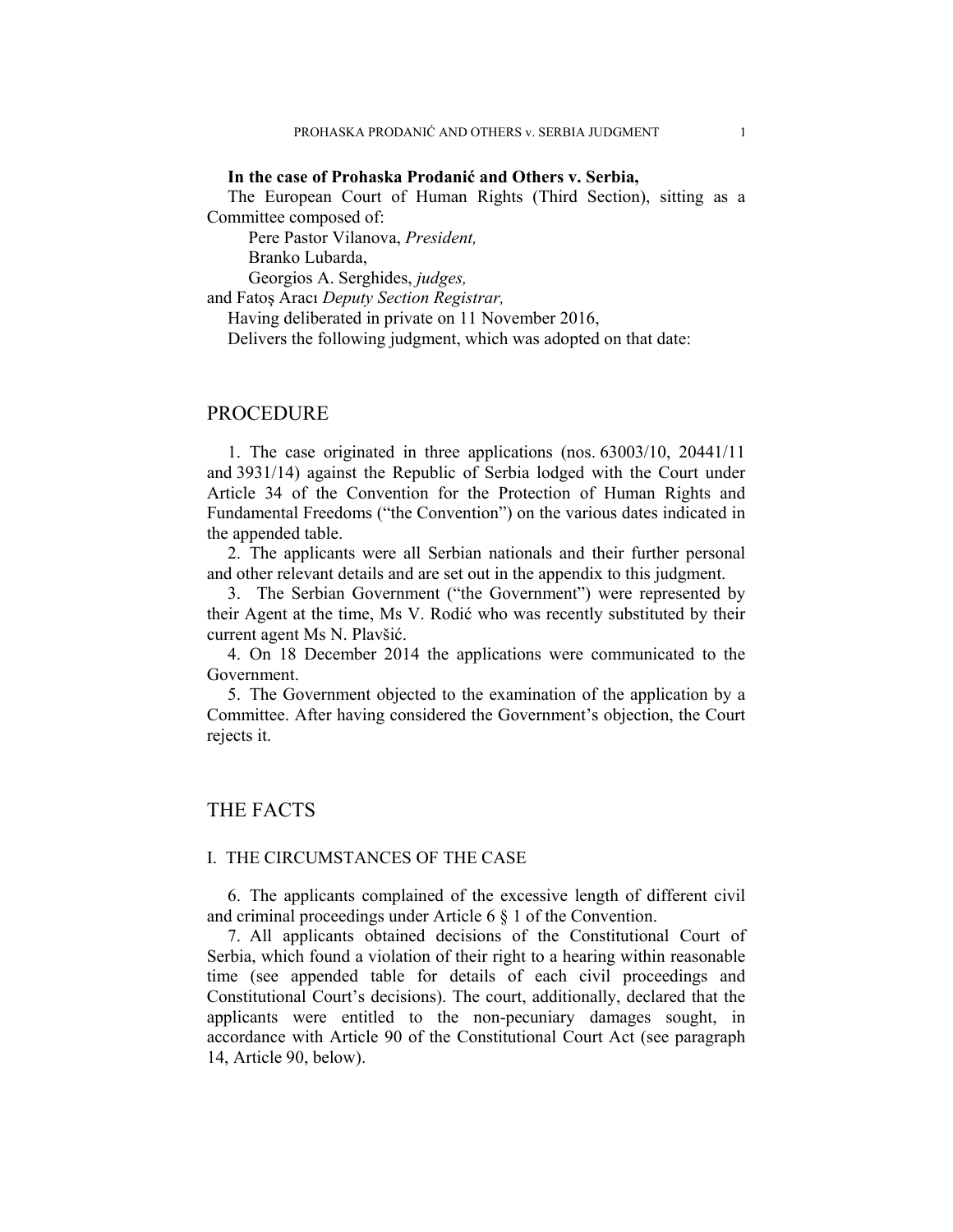**In the case of Prohaska Prodanić and Others v. Serbia,**

The European Court of Human Rights (Third Section), sitting as a Committee composed of:

Pere Pastor Vilanova, *President,*
Branko Lubarda,
Georgios A. Serghides, *judges,*
and Fatoş Aracı *Deputy Section Registrar,*

Having deliberated in private on 11 November 2016,

Delivers the following judgment, which was adopted on that date:

# PROCEDURE

1. The case originated in three applications (nos. 63003/10, 20441/11 and 3931/14) against the Republic of Serbia lodged with the Court under Article 34 of the Convention for the Protection of Human Rights and Fundamental Freedoms ("the Convention") on the various dates indicated in the appended table.

2. The applicants were all Serbian nationals and their further personal and other relevant details and are set out in the appendix to this judgment.

3. The Serbian Government ("the Government") were represented by their Agent at the time, Ms V. Rodić who was recently substituted by their current agent Ms N. Plavšić.

4. On 18 December 2014 the applications were communicated to the Government.

5. The Government objected to the examination of the application by a Committee. After having considered the Government's objection, the Court rejects it.

# THE FACTS

## I. THE CIRCUMSTANCES OF THE CASE

6. The applicants complained of the excessive length of different civil and criminal proceedings under Article 6 § 1 of the Convention.

7. All applicants obtained decisions of the Constitutional Court of Serbia, which found a violation of their right to a hearing within reasonable time (see appended table for details of each civil proceedings and Constitutional Court's decisions). The court, additionally, declared that the applicants were entitled to the non-pecuniary damages sought, in accordance with Article 90 of the Constitutional Court Act (see paragraph 14, Article 90, below).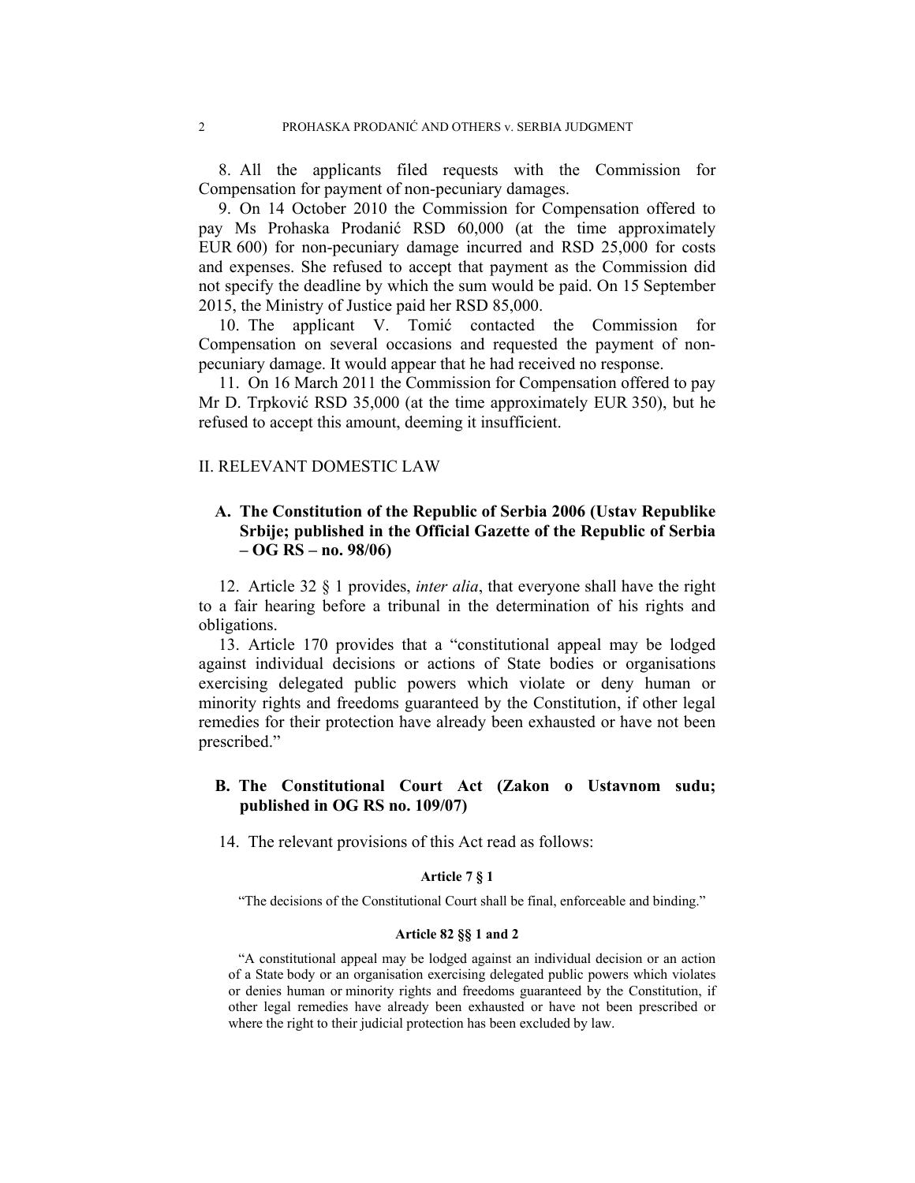8. All the applicants filed requests with the Commission for Compensation for payment of non-pecuniary damages.

9. On 14 October 2010 the Commission for Compensation offered to pay Ms Prohaska Prodanić RSD 60,000 (at the time approximately EUR 600) for non-pecuniary damage incurred and RSD 25,000 for costs and expenses. She refused to accept that payment as the Commission did not specify the deadline by which the sum would be paid. On 15 September 2015, the Ministry of Justice paid her RSD 85,000.

10. The applicant V. Tomić contacted the Commission for Compensation on several occasions and requested the payment of non-pecuniary damage. It would appear that he had received no response.

11. On 16 March 2011 the Commission for Compensation offered to pay Mr D. Trpković RSD 35,000 (at the time approximately EUR 350), but he refused to accept this amount, deeming it insufficient.

## II. RELEVANT DOMESTIC LAW

### A. The Constitution of the Republic of Serbia 2006 (Ustav Republike Srbije; published in the Official Gazette of the Republic of Serbia – OG RS – no. 98/06)

12. Article 32 § 1 provides, *inter alia*, that everyone shall have the right to a fair hearing before a tribunal in the determination of his rights and obligations.

13. Article 170 provides that a "constitutional appeal may be lodged against individual decisions or actions of State bodies or organisations exercising delegated public powers which violate or deny human or minority rights and freedoms guaranteed by the Constitution, if other legal remedies for their protection have already been exhausted or have not been prescribed."

### B. The Constitutional Court Act (Zakon o Ustavnom sudu; published in OG RS no. 109/07)

14. The relevant provisions of this Act read as follows:

**Article 7 § 1**

"The decisions of the Constitutional Court shall be final, enforceable and binding."

**Article 82 §§ 1 and 2**

"A constitutional appeal may be lodged against an individual decision or an action of a State body or an organisation exercising delegated public powers which violates or denies human or minority rights and freedoms guaranteed by the Constitution, if other legal remedies have already been exhausted or have not been prescribed or where the right to their judicial protection has been excluded by law.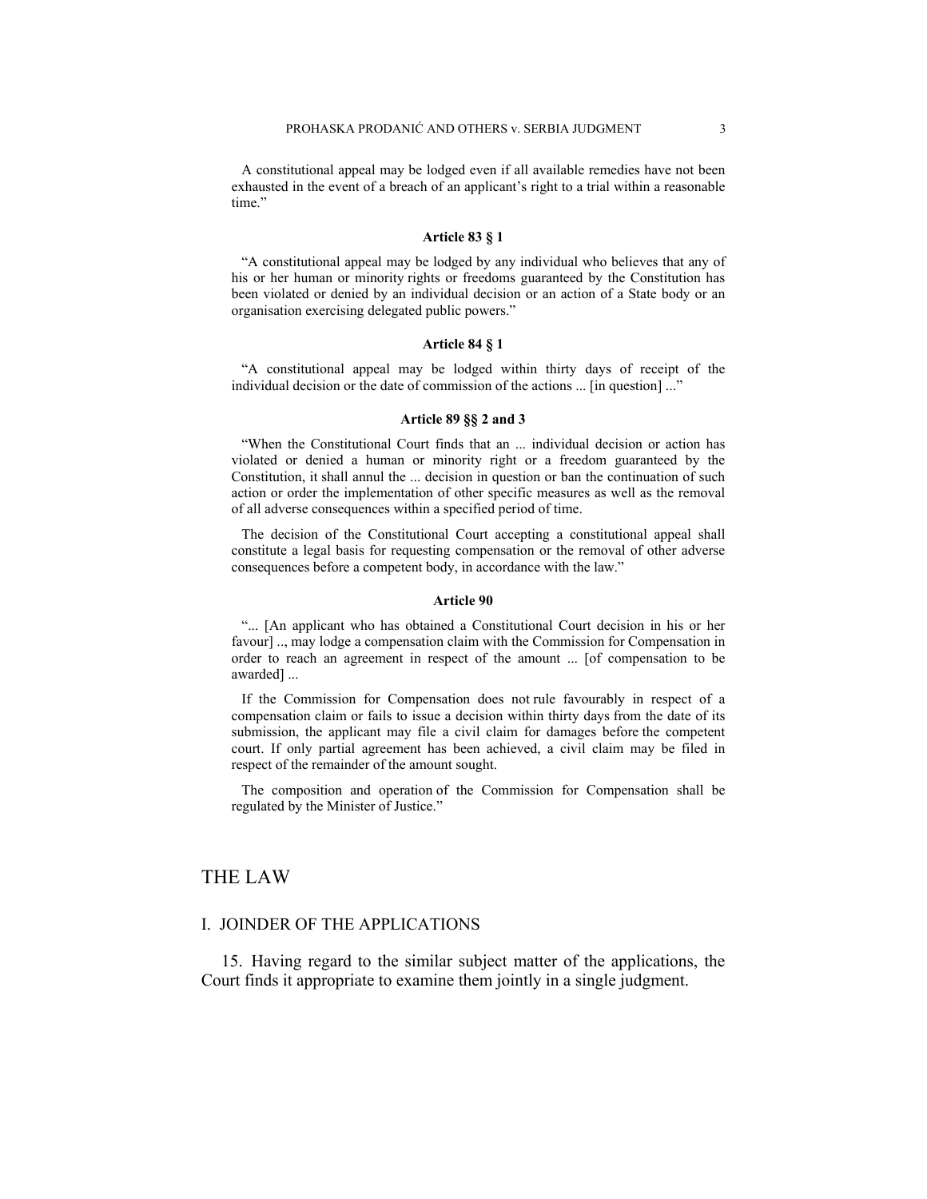A constitutional appeal may be lodged even if all available remedies have not been exhausted in the event of a breach of an applicant's right to a trial within a reasonable time."

**Article 83 § 1**

"A constitutional appeal may be lodged by any individual who believes that any of his or her human or minority rights or freedoms guaranteed by the Constitution has been violated or denied by an individual decision or an action of a State body or an organisation exercising delegated public powers."

**Article 84 § 1**

"A constitutional appeal may be lodged within thirty days of receipt of the individual decision or the date of commission of the actions ... [in question] ..."

**Article 89 §§ 2 and 3**

"When the Constitutional Court finds that an ... individual decision or action has violated or denied a human or minority right or a freedom guaranteed by the Constitution, it shall annul the ... decision in question or ban the continuation of such action or order the implementation of other specific measures as well as the removal of all adverse consequences within a specified period of time.

The decision of the Constitutional Court accepting a constitutional appeal shall constitute a legal basis for requesting compensation or the removal of other adverse consequences before a competent body, in accordance with the law."

**Article 90**

"... [An applicant who has obtained a Constitutional Court decision in his or her favour] .., may lodge a compensation claim with the Commission for Compensation in order to reach an agreement in respect of the amount ... [of compensation to be awarded] ...

If the Commission for Compensation does not rule favourably in respect of a compensation claim or fails to issue a decision within thirty days from the date of its submission, the applicant may file a civil claim for damages before the competent court. If only partial agreement has been achieved, a civil claim may be filed in respect of the remainder of the amount sought.

The composition and operation of the Commission for Compensation shall be regulated by the Minister of Justice."

# THE LAW

## I. JOINDER OF THE APPLICATIONS

15. Having regard to the similar subject matter of the applications, the Court finds it appropriate to examine them jointly in a single judgment.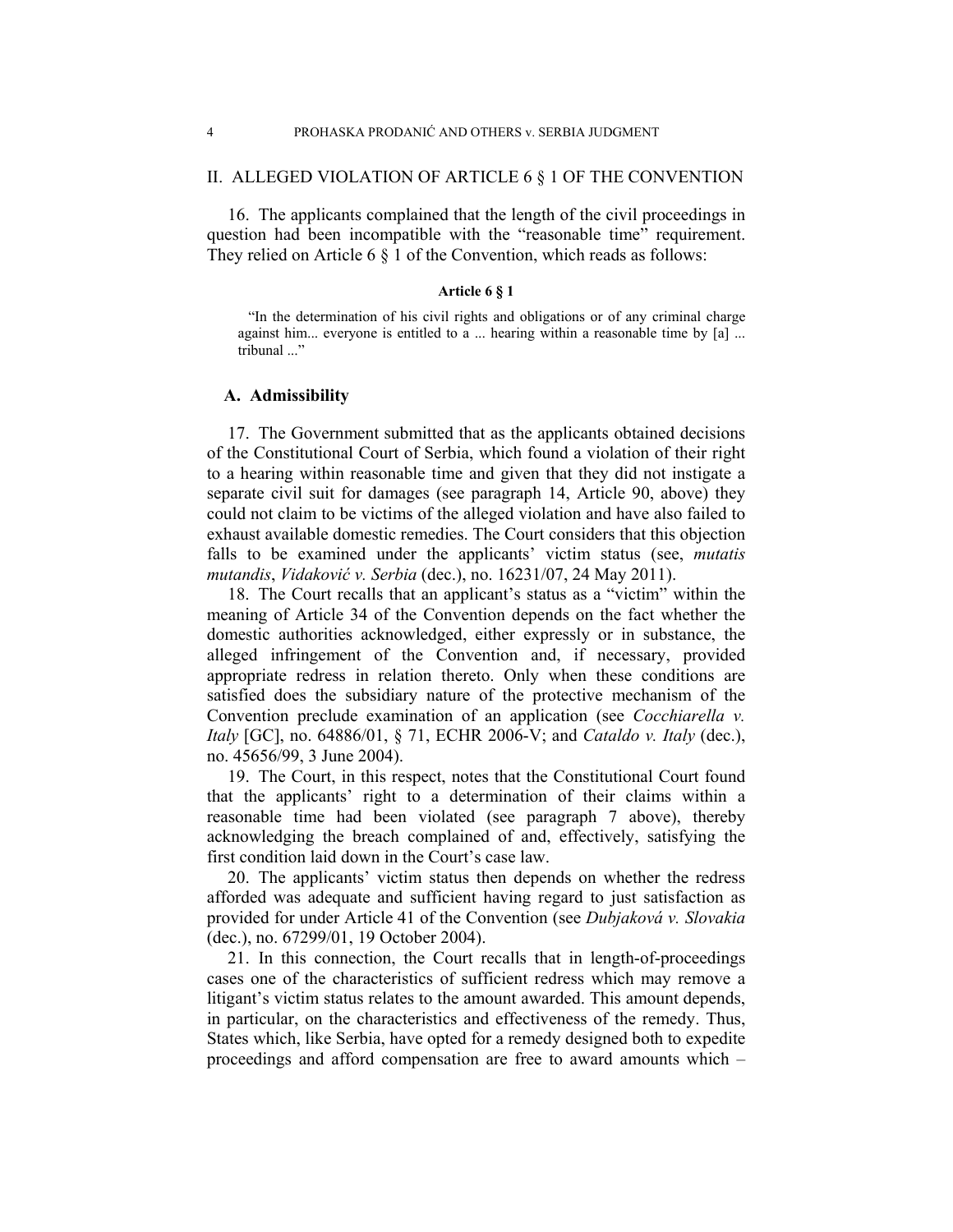## II. ALLEGED VIOLATION OF ARTICLE 6 § 1 OF THE CONVENTION

16. The applicants complained that the length of the civil proceedings in question had been incompatible with the "reasonable time" requirement. They relied on Article 6 § 1 of the Convention, which reads as follows:

**Article 6 § 1**

> "In the determination of his civil rights and obligations or of any criminal charge against him... everyone is entitled to a ... hearing within a reasonable time by [a] ... tribunal ..."

### A. Admissibility

17. The Government submitted that as the applicants obtained decisions of the Constitutional Court of Serbia, which found a violation of their right to a hearing within reasonable time and given that they did not instigate a separate civil suit for damages (see paragraph 14, Article 90, above) they could not claim to be victims of the alleged violation and have also failed to exhaust available domestic remedies. The Court considers that this objection falls to be examined under the applicants' victim status (see, *mutatis mutandis*, *Vidaković v. Serbia* (dec.), no. 16231/07, 24 May 2011).

18. The Court recalls that an applicant's status as a "victim" within the meaning of Article 34 of the Convention depends on the fact whether the domestic authorities acknowledged, either expressly or in substance, the alleged infringement of the Convention and, if necessary, provided appropriate redress in relation thereto. Only when these conditions are satisfied does the subsidiary nature of the protective mechanism of the Convention preclude examination of an application (see *Cocchiarella v. Italy* [GC], no. 64886/01, § 71, ECHR 2006-V; and *Cataldo v. Italy* (dec.), no. 45656/99, 3 June 2004).

19. The Court, in this respect, notes that the Constitutional Court found that the applicants' right to a determination of their claims within a reasonable time had been violated (see paragraph 7 above), thereby acknowledging the breach complained of and, effectively, satisfying the first condition laid down in the Court's case law.

20. The applicants' victim status then depends on whether the redress afforded was adequate and sufficient having regard to just satisfaction as provided for under Article 41 of the Convention (see *Dubjaková v. Slovakia* (dec.), no. 67299/01, 19 October 2004).

21. In this connection, the Court recalls that in length-of-proceedings cases one of the characteristics of sufficient redress which may remove a litigant's victim status relates to the amount awarded. This amount depends, in particular, on the characteristics and effectiveness of the remedy. Thus, States which, like Serbia, have opted for a remedy designed both to expedite proceedings and afford compensation are free to award amounts which –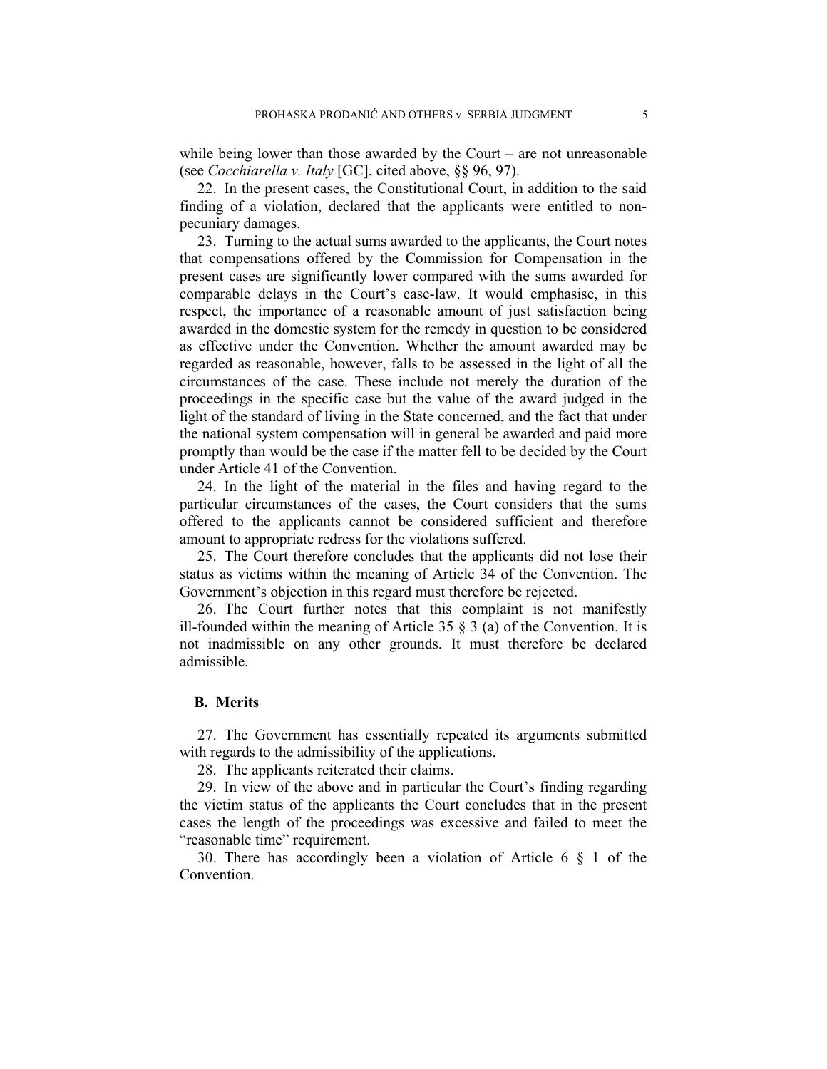while being lower than those awarded by the Court – are not unreasonable (see *Cocchiarella v. Italy* [GC], cited above, §§ 96, 97).

22. In the present cases, the Constitutional Court, in addition to the said finding of a violation, declared that the applicants were entitled to non-pecuniary damages.

23. Turning to the actual sums awarded to the applicants, the Court notes that compensations offered by the Commission for Compensation in the present cases are significantly lower compared with the sums awarded for comparable delays in the Court's case-law. It would emphasise, in this respect, the importance of a reasonable amount of just satisfaction being awarded in the domestic system for the remedy in question to be considered as effective under the Convention. Whether the amount awarded may be regarded as reasonable, however, falls to be assessed in the light of all the circumstances of the case. These include not merely the duration of the proceedings in the specific case but the value of the award judged in the light of the standard of living in the State concerned, and the fact that under the national system compensation will in general be awarded and paid more promptly than would be the case if the matter fell to be decided by the Court under Article 41 of the Convention.

24. In the light of the material in the files and having regard to the particular circumstances of the cases, the Court considers that the sums offered to the applicants cannot be considered sufficient and therefore amount to appropriate redress for the violations suffered.

25. The Court therefore concludes that the applicants did not lose their status as victims within the meaning of Article 34 of the Convention. The Government's objection in this regard must therefore be rejected.

26. The Court further notes that this complaint is not manifestly ill-founded within the meaning of Article 35 § 3 (a) of the Convention. It is not inadmissible on any other grounds. It must therefore be declared admissible.

### B. Merits

27. The Government has essentially repeated its arguments submitted with regards to the admissibility of the applications.

28. The applicants reiterated their claims.

29. In view of the above and in particular the Court's finding regarding the victim status of the applicants the Court concludes that in the present cases the length of the proceedings was excessive and failed to meet the "reasonable time" requirement.

30. There has accordingly been a violation of Article 6 § 1 of the Convention.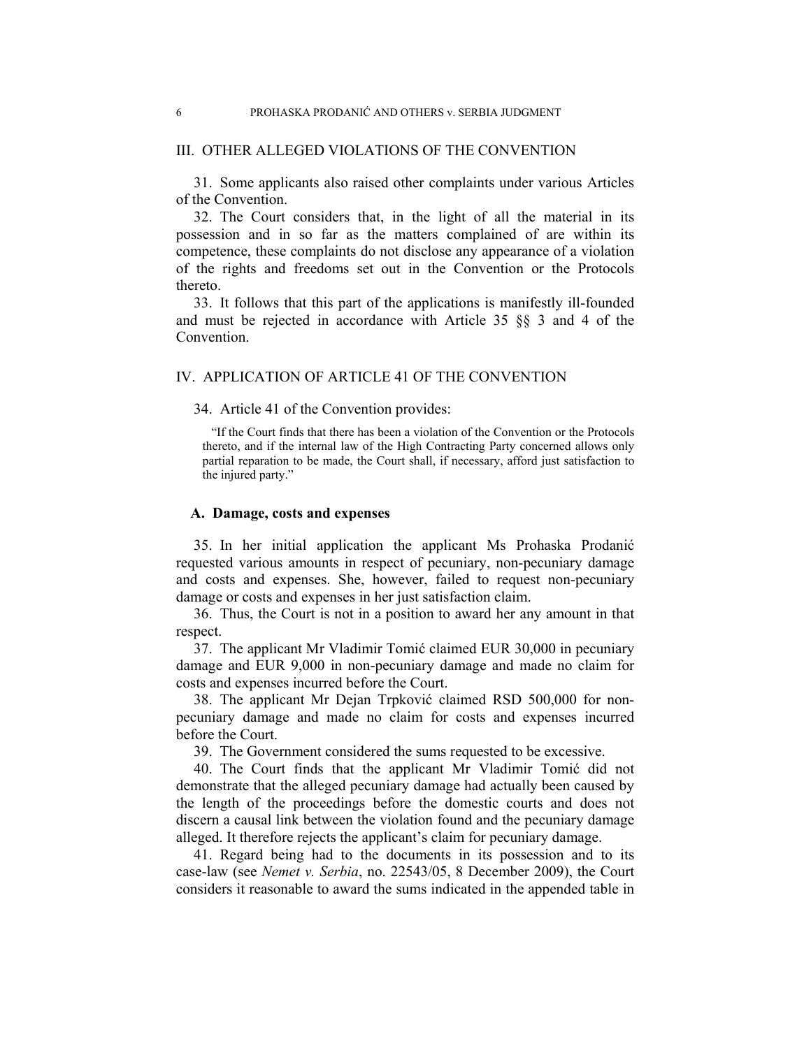## III. OTHER ALLEGED VIOLATIONS OF THE CONVENTION

31. Some applicants also raised other complaints under various Articles of the Convention.

32. The Court considers that, in the light of all the material in its possession and in so far as the matters complained of are within its competence, these complaints do not disclose any appearance of a violation of the rights and freedoms set out in the Convention or the Protocols thereto.

33. It follows that this part of the applications is manifestly ill-founded and must be rejected in accordance with Article 35 §§ 3 and 4 of the Convention.

## IV. APPLICATION OF ARTICLE 41 OF THE CONVENTION

34. Article 41 of the Convention provides:

> "If the Court finds that there has been a violation of the Convention or the Protocols thereto, and if the internal law of the High Contracting Party concerned allows only partial reparation to be made, the Court shall, if necessary, afford just satisfaction to the injured party."

### A. Damage, costs and expenses

35. In her initial application the applicant Ms Prohaska Prodanić requested various amounts in respect of pecuniary, non-pecuniary damage and costs and expenses. She, however, failed to request non-pecuniary damage or costs and expenses in her just satisfaction claim.

36. Thus, the Court is not in a position to award her any amount in that respect.

37. The applicant Mr Vladimir Tomić claimed EUR 30,000 in pecuniary damage and EUR 9,000 in non-pecuniary damage and made no claim for costs and expenses incurred before the Court.

38. The applicant Mr Dejan Trpković claimed RSD 500,000 for non-pecuniary damage and made no claim for costs and expenses incurred before the Court.

39. The Government considered the sums requested to be excessive.

40. The Court finds that the applicant Mr Vladimir Tomić did not demonstrate that the alleged pecuniary damage had actually been caused by the length of the proceedings before the domestic courts and does not discern a causal link between the violation found and the pecuniary damage alleged. It therefore rejects the applicant's claim for pecuniary damage.

41. Regard being had to the documents in its possession and to its case-law (see *Nemet v. Serbia*, no. 22543/05, 8 December 2009), the Court considers it reasonable to award the sums indicated in the appended table in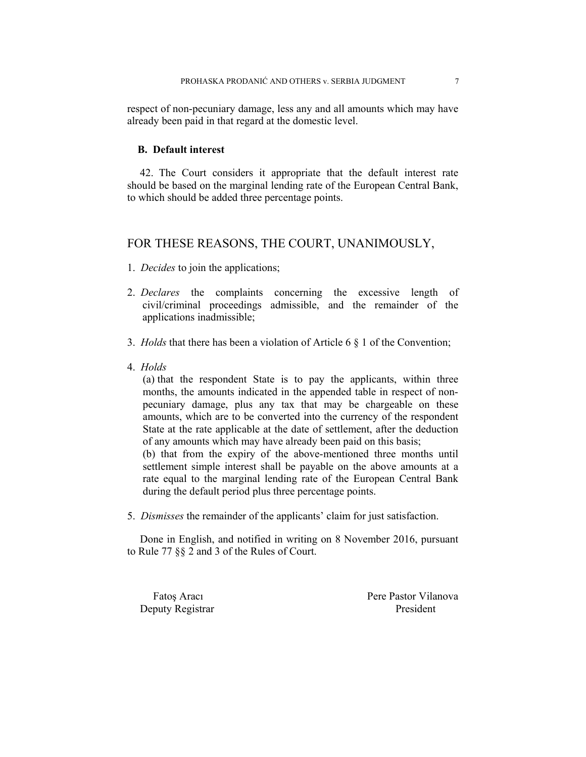respect of non-pecuniary damage, less any and all amounts which may have already been paid in that regard at the domestic level.

### B. Default interest

42. The Court considers it appropriate that the default interest rate should be based on the marginal lending rate of the European Central Bank, to which should be added three percentage points.

## FOR THESE REASONS, THE COURT, UNANIMOUSLY,

1. *Decides* to join the applications;

2. *Declares* the complaints concerning the excessive length of civil/criminal proceedings admissible, and the remainder of the applications inadmissible;

3. *Holds* that there has been a violation of Article 6 § 1 of the Convention;

4. *Holds*

   (a) that the respondent State is to pay the applicants, within three months, the amounts indicated in the appended table in respect of non-pecuniary damage, plus any tax that may be chargeable on these amounts, which are to be converted into the currency of the respondent State at the rate applicable at the date of settlement, after the deduction of any amounts which may have already been paid on this basis;

   (b) that from the expiry of the above-mentioned three months until settlement simple interest shall be payable on the above amounts at a rate equal to the marginal lending rate of the European Central Bank during the default period plus three percentage points.

5. *Dismisses* the remainder of the applicants' claim for just satisfaction.

Done in English, and notified in writing on 8 November 2016, pursuant to Rule 77 §§ 2 and 3 of the Rules of Court.

Fatoş Aracı
Deputy Registrar

Pere Pastor Vilanova
President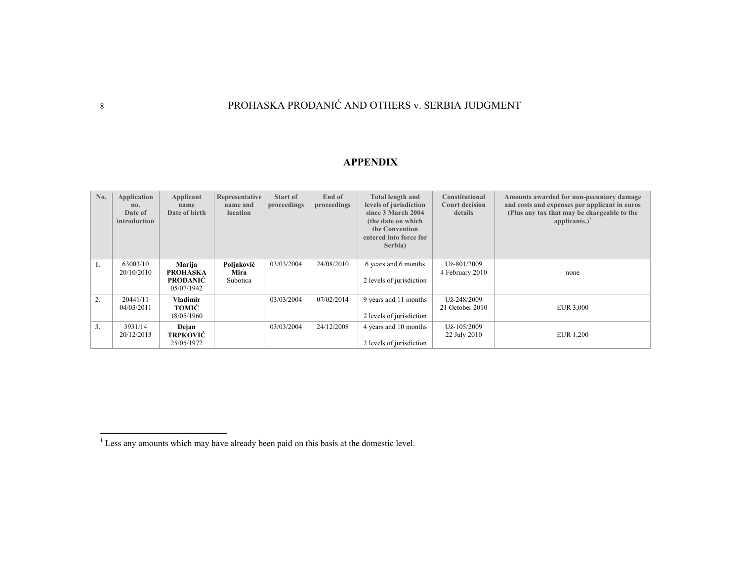## APPENDIX

| No. | Application no. Date of introduction | Applicant name Date of birth | Representative name and location | Start of proceedings | End of proceedings | Total length and levels of jurisdiction since 3 March 2004 (the date on which the Convention entered into force for Serbia) | Constitutional Court decision details | Amounts awarded for non-pecuniary damage and costs and expenses per applicant in euros (Plus any tax that may be chargeable to the applicants.)[1] |
|---|---|---|---|---|---|---|---|---|
| 1. | 63003/10 20/10/2010 | **Marija PROHASKA PRODANIĆ** 05/07/1942 | **Poljaković Mira** Subotica | 03/03/2004 | 24/08/2010 | 6 years and 6 months<br><br>2 levels of jurisdiction | Už-801/2009 4 February 2010 | none |
| 2. | 20441/11 04/03/2011 | **Vladimir TOMIĆ** 18/05/1960 | | 03/03/2004 | 07/02/2014 | 9 years and 11 months<br><br>2 levels of jurisdiction | Už-248/2009 21 October 2010 | EUR 3,000 |
| 3. | 3931/14 20/12/2013 | **Dejan TRPKOVIĆ** 25/05/1972 | | 03/03/2004 | 24/12/2008 | 4 years and 10 months<br><br>2 levels of jurisdiction | Už-105/2009 22 July 2010 | EUR 1,200 |

[1] Less any amounts which may have already been paid on this basis at the domestic level.